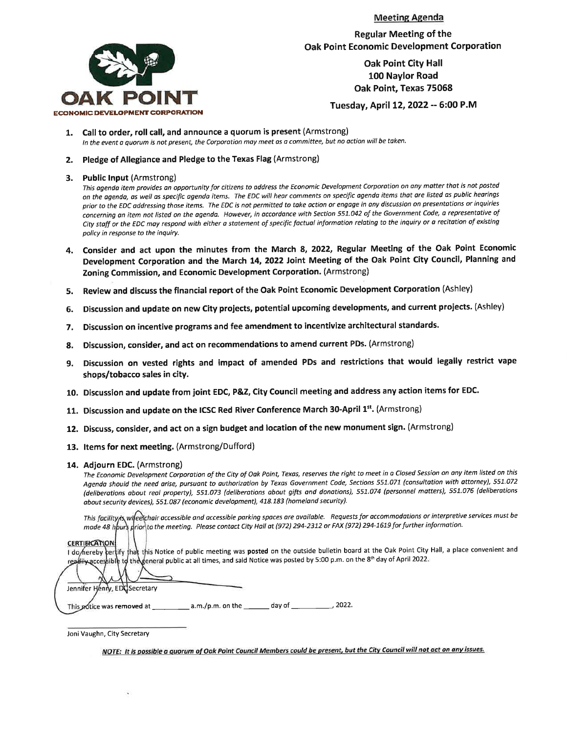OAK POINT
ECONOMIC DEVELOPMENT CORPORATION

# Meeting Agenda

**Regular Meeting of the Oak Point Economic Development Corporation**

**Oak Point City Hall**
**100 Naylor Road**
**Oak Point, Texas 75068**

**Tuesday, April 12, 2022 -- 6:00 P.M**

1. **Call to order, roll call, and announce a quorum is present** (Armstrong)
   *In the event a quorum is not present, the Corporation may meet as a committee, but no action will be taken.*

2. **Pledge of Allegiance and Pledge to the Texas Flag** (Armstrong)

3. **Public Input** (Armstrong)
   *This agenda item provides an opportunity for citizens to address the Economic Development Corporation on any matter that is not posted on the agenda, as well as specific agenda items. The EDC will hear comments on specific agenda items that are listed as public hearings prior to the EDC addressing those items. The EDC is not permitted to take action or engage in any discussion on presentations or inquiries concerning an item not listed on the agenda. However, in accordance with Section 551.042 of the Government Code, a representative of City staff or the EDC may respond with either a statement of specific factual information relating to the inquiry or a recitation of existing policy in response to the inquiry.*

4. **Consider and act upon the minutes from the March 8, 2022, Regular Meeting of the Oak Point Economic Development Corporation and the March 14, 2022 Joint Meeting of the Oak Point City Council, Planning and Zoning Commission, and Economic Development Corporation.** (Armstrong)

5. **Review and discuss the financial report of the Oak Point Economic Development Corporation** (Ashley)

6. **Discussion and update on new City projects, potential upcoming developments, and current projects.** (Ashley)

7. **Discussion on incentive programs and fee amendment to incentivize architectural standards.**

8. **Discussion, consider, and act on recommendations to amend current PDs.** (Armstrong)

9. **Discussion on vested rights and impact of amended PDs and restrictions that would legally restrict vape shops/tobacco sales in city.**

10. **Discussion and update from joint EDC, P&Z, City Council meeting and address any action items for EDC.**

11. **Discussion and update on the ICSC Red River Conference March 30-April 1st.** (Armstrong)

12. **Discuss, consider, and act on a sign budget and location of the new monument sign.** (Armstrong)

13. **Items for next meeting.** (Armstrong/Dufford)

14. **Adjourn EDC.** (Armstrong)
    *The Economic Development Corporation of the City of Oak Point, Texas, reserves the right to meet in a Closed Session on any item listed on this Agenda should the need arise, pursuant to authorization by Texas Government Code, Sections 551.071 (consultation with attorney), 551.072 (deliberations about real property), 551.073 (deliberations about gifts and donations), 551.074 (personnel matters), 551.076 (deliberations about security devices), 551.087 (economic development), 418.183 (homeland security).*

*This facility is wheelchair accessible and accessible parking spaces are available. Requests for accommodations or interpretive services must be made 48 hours prior to the meeting. Please contact City Hall at (972) 294-2312 or FAX (972) 294-1619 for further information.*

**CERTIFICATION**
I do hereby certify that this Notice of public meeting was **posted** on the outside bulletin board at the Oak Point City Hall, a place convenient and readily accessible to the general public at all times, and said Notice was posted by 5:00 p.m. on the 8th day of April 2022.

Jennifer Henry, EDC Secretary

This notice was **removed** at \_\_\_\_\_\_\_\_\_ a.m./p.m. on the \_\_\_\_\_\_ day of \_\_\_\_\_\_\_\_\_\_, 2022.

Joni Vaughn, City Secretary

***NOTE: It is possible a quorum of Oak Point Council Members could be present, but the City Council will not act on any issues.***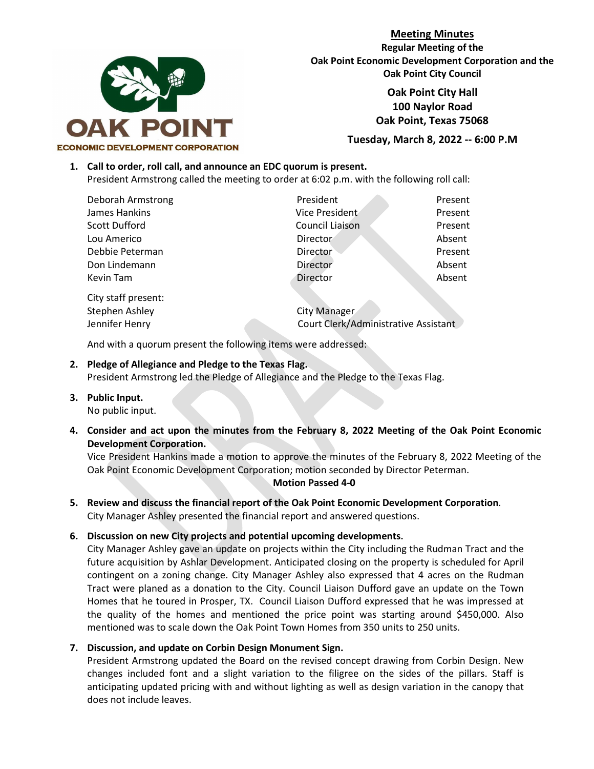# Meeting Minutes

**Regular Meeting of the Oak Point Economic Development Corporation and the Oak Point City Council**

**Oak Point City Hall**
**100 Naylor Road**
**Oak Point, Texas 75068**

**Tuesday, March 8, 2022 -- 6:00 P.M**

1. **Call to order, roll call, and announce an EDC quorum is present.**
   President Armstrong called the meeting to order at 6:02 p.m. with the following roll call:

| | | |
|---|---|---|
| Deborah Armstrong | President | Present |
| James Hankins | Vice President | Present |
| Scott Dufford | Council Liaison | Present |
| Lou Americo | Director | Absent |
| Debbie Peterman | Director | Present |
| Don Lindemann | Director | Absent |
| Kevin Tam | Director | Absent |

   City staff present:

| | |
|---|---|
| Stephen Ashley | City Manager |
| Jennifer Henry | Court Clerk/Administrative Assistant |

   And with a quorum present the following items were addressed:

2. **Pledge of Allegiance and Pledge to the Texas Flag.**
   President Armstrong led the Pledge of Allegiance and the Pledge to the Texas Flag.

3. **Public Input.**
   No public input.

4. **Consider and act upon the minutes from the February 8, 2022 Meeting of the Oak Point Economic Development Corporation.**
   Vice President Hankins made a motion to approve the minutes of the February 8, 2022 Meeting of the Oak Point Economic Development Corporation; motion seconded by Director Peterman.
   **Motion Passed 4-0**

5. **Review and discuss the financial report of the Oak Point Economic Development Corporation**.
   City Manager Ashley presented the financial report and answered questions.

6. **Discussion on new City projects and potential upcoming developments.**
   City Manager Ashley gave an update on projects within the City including the Rudman Tract and the future acquisition by Ashlar Development. Anticipated closing on the property is scheduled for April contingent on a zoning change. City Manager Ashley also expressed that 4 acres on the Rudman Tract were planed as a donation to the City. Council Liaison Dufford gave an update on the Town Homes that he toured in Prosper, TX. Council Liaison Dufford expressed that he was impressed at the quality of the homes and mentioned the price point was starting around $450,000. Also mentioned was to scale down the Oak Point Town Homes from 350 units to 250 units.

7. **Discussion, and update on Corbin Design Monument Sign.**
   President Armstrong updated the Board on the revised concept drawing from Corbin Design. New changes included font and a slight variation to the filigree on the sides of the pillars. Staff is anticipating updated pricing with and without lighting as well as design variation in the canopy that does not include leaves.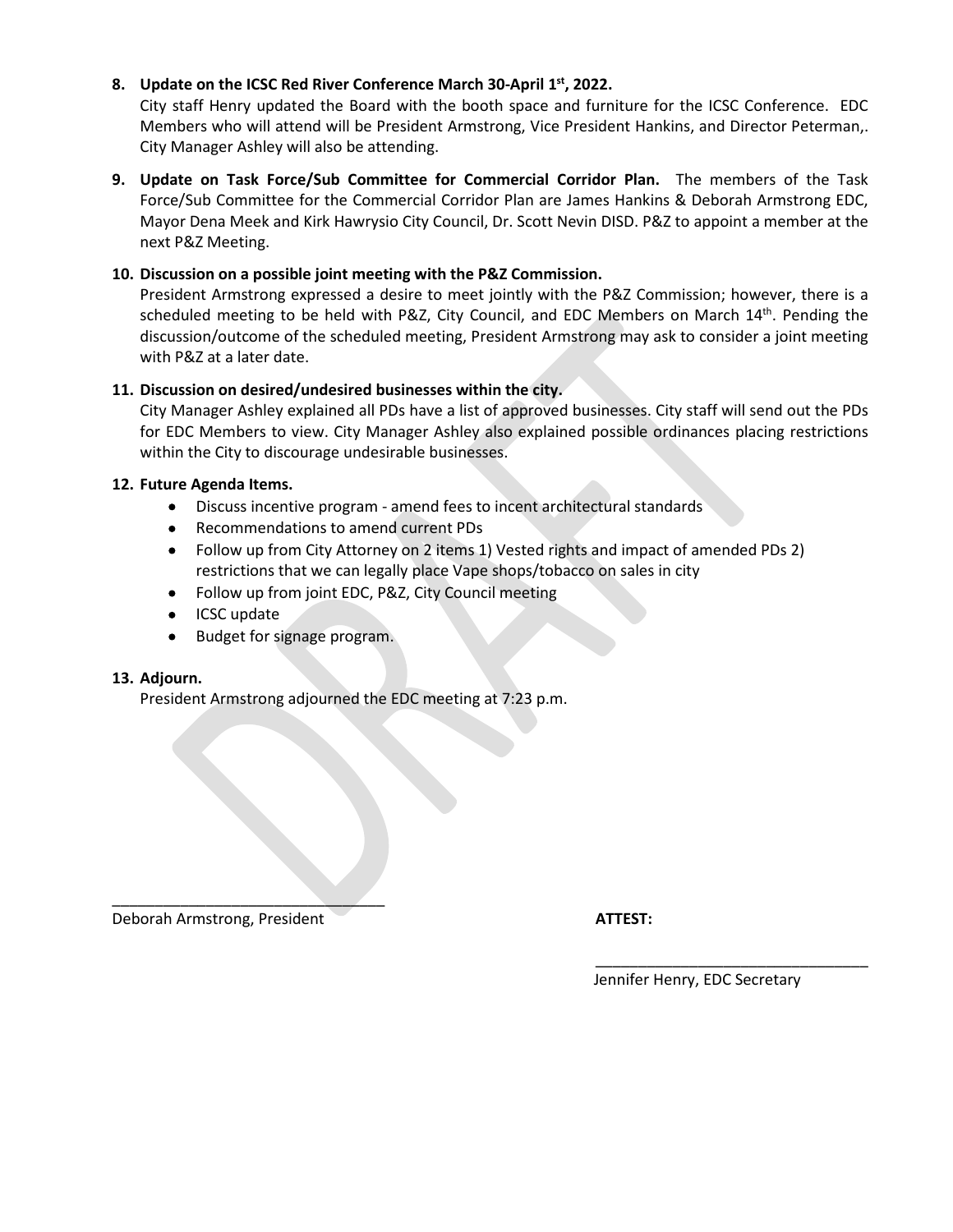**8. Update on the ICSC Red River Conference March 30-April 1st, 2022.**

City staff Henry updated the Board with the booth space and furniture for the ICSC Conference. EDC Members who will attend will be President Armstrong, Vice President Hankins, and Director Peterman,. City Manager Ashley will also be attending.

**9. Update on Task Force/Sub Committee for Commercial Corridor Plan.** The members of the Task Force/Sub Committee for the Commercial Corridor Plan are James Hankins & Deborah Armstrong EDC, Mayor Dena Meek and Kirk Hawrysio City Council, Dr. Scott Nevin DISD. P&Z to appoint a member at the next P&Z Meeting.

**10. Discussion on a possible joint meeting with the P&Z Commission.**

President Armstrong expressed a desire to meet jointly with the P&Z Commission; however, there is a scheduled meeting to be held with P&Z, City Council, and EDC Members on March 14th. Pending the discussion/outcome of the scheduled meeting, President Armstrong may ask to consider a joint meeting with P&Z at a later date.

**11. Discussion on desired/undesired businesses within the city.**

City Manager Ashley explained all PDs have a list of approved businesses. City staff will send out the PDs for EDC Members to view. City Manager Ashley also explained possible ordinances placing restrictions within the City to discourage undesirable businesses.

**12. Future Agenda Items.**

- Discuss incentive program - amend fees to incent architectural standards
- Recommendations to amend current PDs
- Follow up from City Attorney on 2 items 1) Vested rights and impact of amended PDs 2) restrictions that we can legally place Vape shops/tobacco on sales in city
- Follow up from joint EDC, P&Z, City Council meeting
- ICSC update
- Budget for signage program.

**13. Adjourn.**

President Armstrong adjourned the EDC meeting at 7:23 p.m.

________________________________
Deborah Armstrong, President

**ATTEST:**

________________________________
Jennifer Henry, EDC Secretary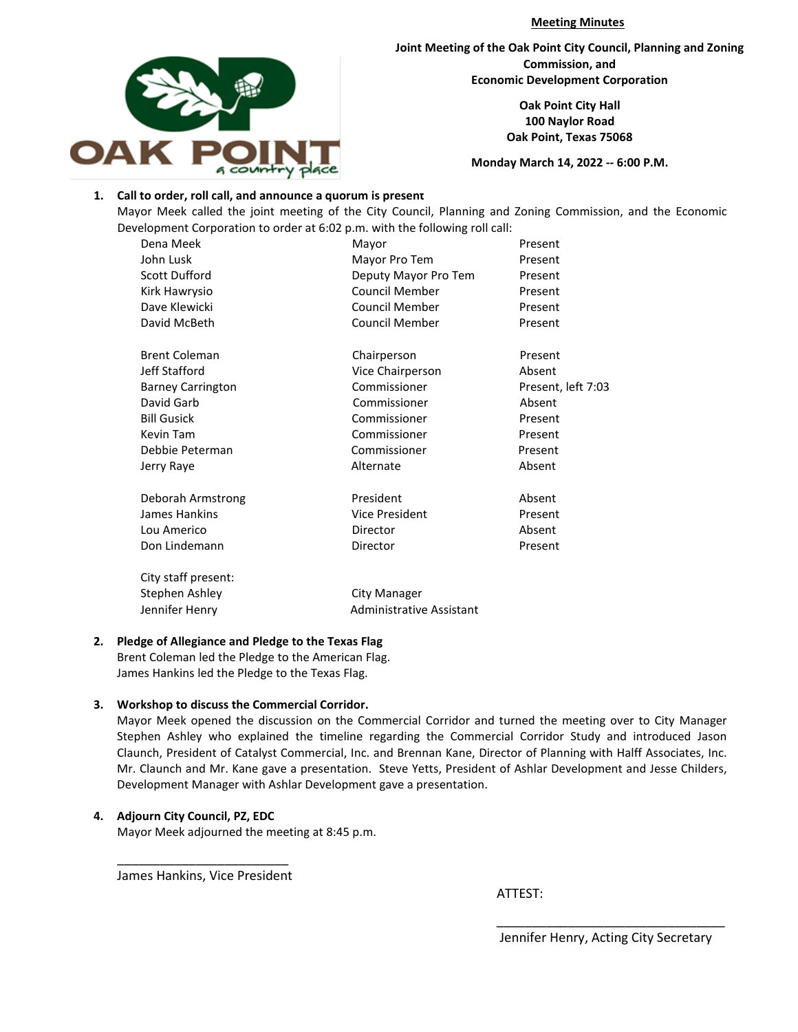**Meeting Minutes**

**Joint Meeting of the Oak Point City Council, Planning and Zoning Commission, and Economic Development Corporation**

**Oak Point City Hall**
**100 Naylor Road**
**Oak Point, Texas 75068**

**Monday March 14, 2022 -- 6:00 P.M.**

1. **Call to order, roll call, and announce a quorum is present**

   Mayor Meek called the joint meeting of the City Council, Planning and Zoning Commission, and the Economic Development Corporation to order at 6:02 p.m. with the following roll call:

| | | |
|---|---|---|
| Dena Meek | Mayor | Present |
| John Lusk | Mayor Pro Tem | Present |
| Scott Dufford | Deputy Mayor Pro Tem | Present |
| Kirk Hawrysio | Council Member | Present |
| Dave Klewicki | Council Member | Present |
| David McBeth | Council Member | Present |
| | | |
| Brent Coleman | Chairperson | Present |
| Jeff Stafford | Vice Chairperson | Absent |
| Barney Carrington | Commissioner | Present, left 7:03 |
| David Garb | Commissioner | Absent |
| Bill Gusick | Commissioner | Present |
| Kevin Tam | Commissioner | Present |
| Debbie Peterman | Commissioner | Present |
| Jerry Raye | Alternate | Absent |
| | | |
| Deborah Armstrong | President | Absent |
| James Hankins | Vice President | Present |
| Lou Americo | Director | Absent |
| Don Lindemann | Director | Present |
| | | |
| City staff present: | | |
| Stephen Ashley | City Manager | |
| Jennifer Henry | Administrative Assistant | |

2. **Pledge of Allegiance and Pledge to the Texas Flag**

   Brent Coleman led the Pledge to the American Flag.
   James Hankins led the Pledge to the Texas Flag.

3. **Workshop to discuss the Commercial Corridor.**

   Mayor Meek opened the discussion on the Commercial Corridor and turned the meeting over to City Manager Stephen Ashley who explained the timeline regarding the Commercial Corridor Study and introduced Jason Claunch, President of Catalyst Commercial, Inc. and Brennan Kane, Director of Planning with Halff Associates, Inc. Mr. Claunch and Mr. Kane gave a presentation. Steve Yetts, President of Ashlar Development and Jesse Childers, Development Manager with Ashlar Development gave a presentation.

4. **Adjourn City Council, PZ, EDC**

   Mayor Meek adjourned the meeting at 8:45 p.m.

_________________________
James Hankins, Vice President

ATTEST:

_________________________________
Jennifer Henry, Acting City Secretary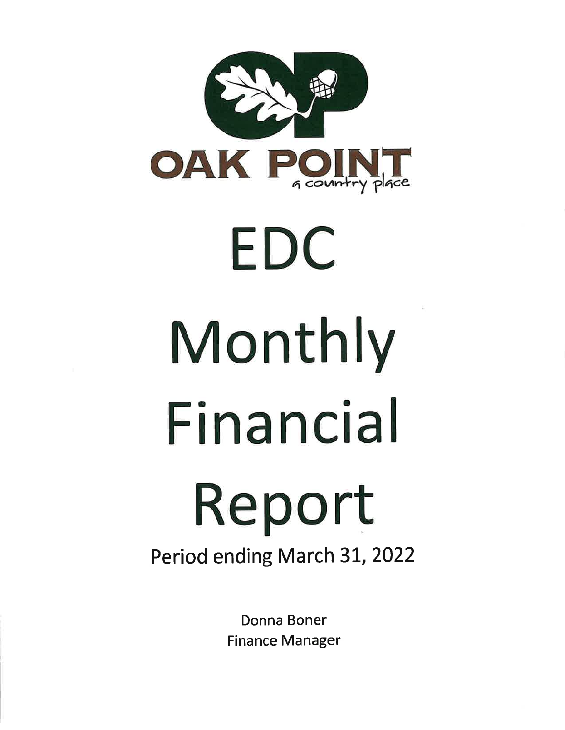OAK POINT

a country place

# EDC

# Monthly Financial Report

Period ending March 31, 2022

Donna Boner
Finance Manager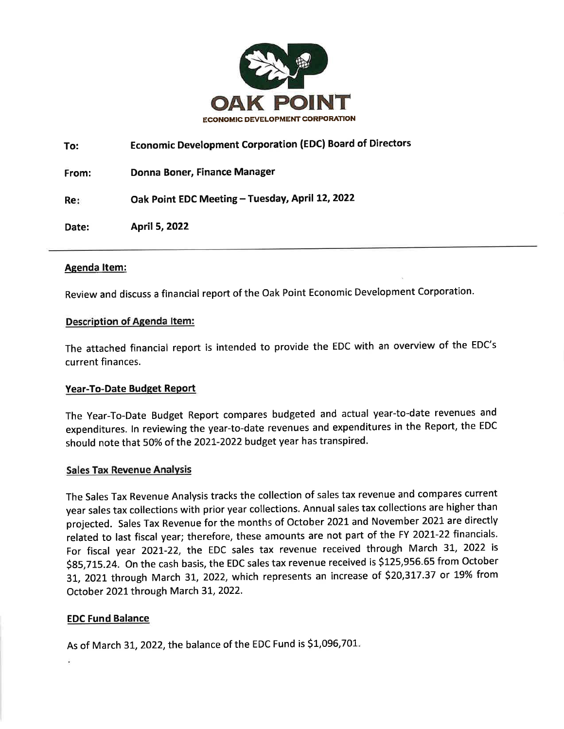# OAK POINT

**ECONOMIC DEVELOPMENT CORPORATION**

| | |
|---|---|
| **To:** | **Economic Development Corporation (EDC) Board of Directors** |
| **From:** | **Donna Boner, Finance Manager** |
| **Re:** | **Oak Point EDC Meeting – Tuesday, April 12, 2022** |
| **Date:** | **April 5, 2022** |

---

**Agenda Item:**

Review and discuss a financial report of the Oak Point Economic Development Corporation.

**Description of Agenda Item:**

The attached financial report is intended to provide the EDC with an overview of the EDC's current finances.

**Year-To-Date Budget Report**

The Year-To-Date Budget Report compares budgeted and actual year-to-date revenues and expenditures. In reviewing the year-to-date revenues and expenditures in the Report, the EDC should note that 50% of the 2021-2022 budget year has transpired.

**Sales Tax Revenue Analysis**

The Sales Tax Revenue Analysis tracks the collection of sales tax revenue and compares current year sales tax collections with prior year collections. Annual sales tax collections are higher than projected. Sales Tax Revenue for the months of October 2021 and November 2021 are directly related to last fiscal year; therefore, these amounts are not part of the FY 2021-22 financials. For fiscal year 2021-22, the EDC sales tax revenue received through March 31, 2022 is $85,715.24. On the cash basis, the EDC sales tax revenue received is $125,956.65 from October 31, 2021 through March 31, 2022, which represents an increase of $20,317.37 or 19% from October 2021 through March 31, 2022.

**EDC Fund Balance**

As of March 31, 2022, the balance of the EDC Fund is $1,096,701.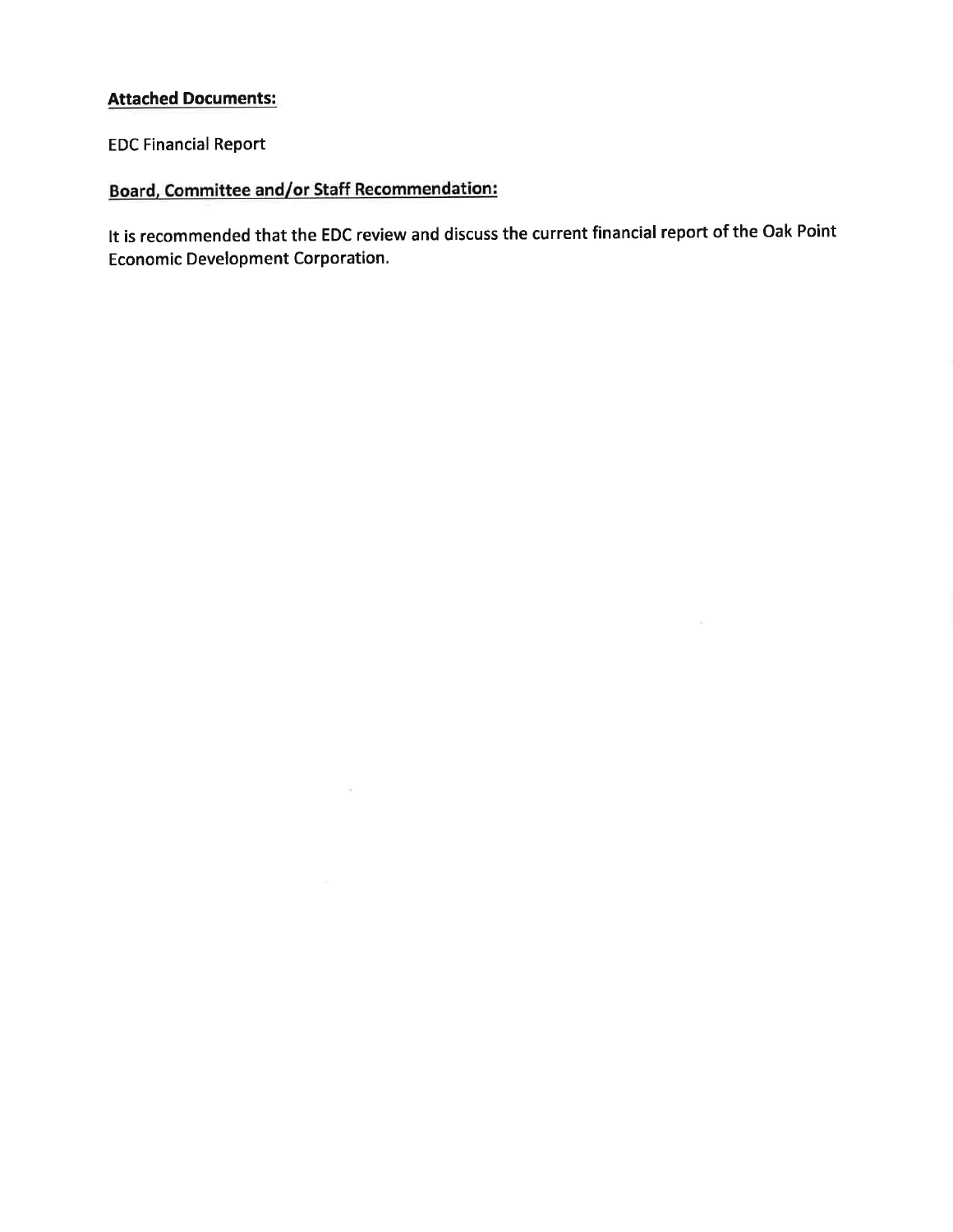**Attached Documents:**

EDC Financial Report

**Board, Committee and/or Staff Recommendation:**

It is recommended that the EDC review and discuss the current financial report of the Oak Point Economic Development Corporation.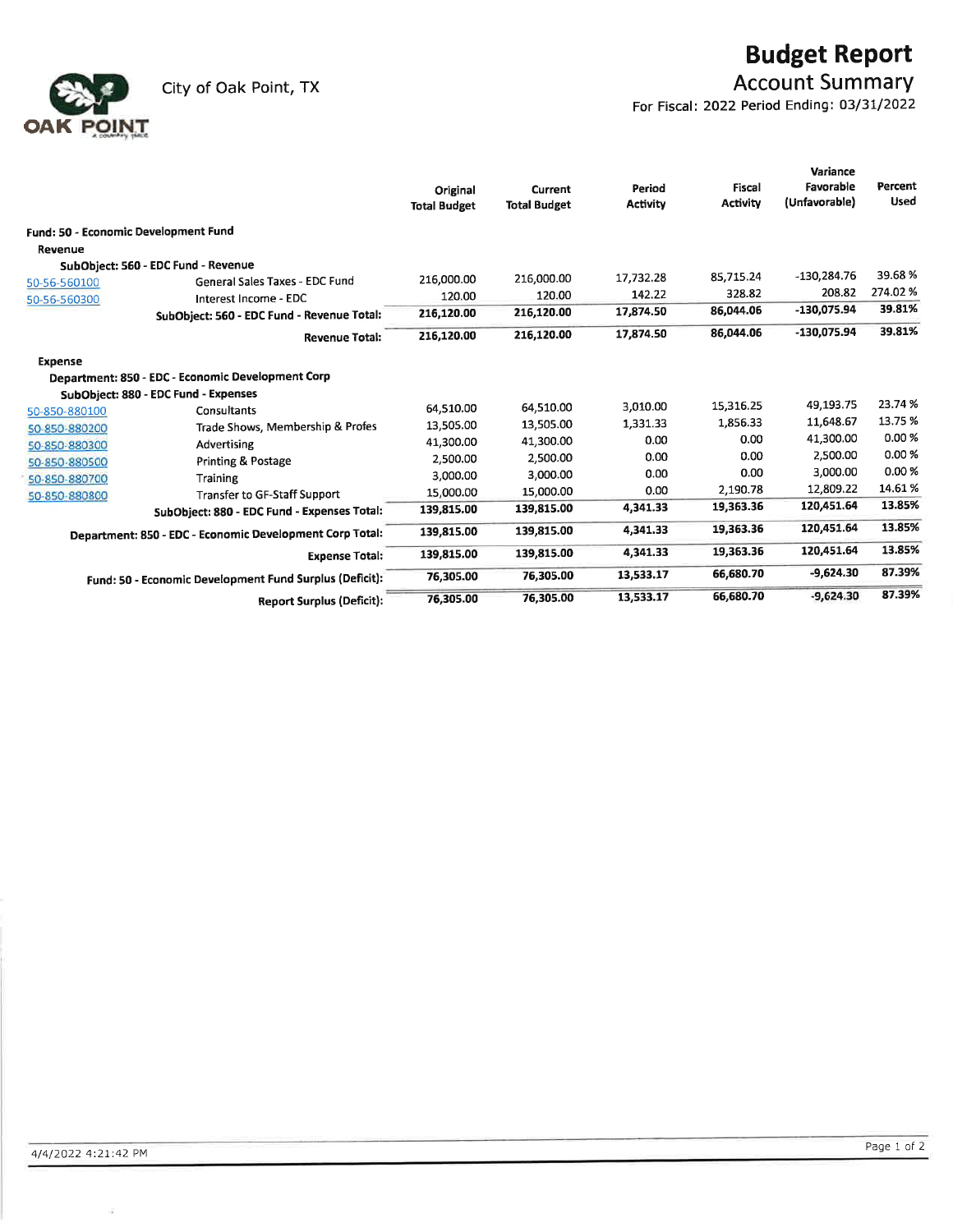City of Oak Point, TX

# Budget Report

## Account Summary

For Fiscal: 2022 Period Ending: 03/31/2022

| | | Original Total Budget | Current Total Budget | Period Activity | Fiscal Activity | Variance Favorable (Unfavorable) | Percent Used |
|---|---|---|---|---|---|---|---|
| **Fund: 50 - Economic Development Fund** | | | | | | | |
| **Revenue** | | | | | | | |
| **SubObject: 560 - EDC Fund - Revenue** | | | | | | | |
| 50-56-560100 | General Sales Taxes - EDC Fund | 216,000.00 | 216,000.00 | 17,732.28 | 85,715.24 | -130,284.76 | 39.68 % |
| 50-56-560300 | Interest Income - EDC | 120.00 | 120.00 | 142.22 | 328.82 | 208.82 | 274.02 % |
| | **SubObject: 560 - EDC Fund - Revenue Total:** | **216,120.00** | **216,120.00** | **17,874.50** | **86,044.06** | **-130,075.94** | **39.81%** |
| | **Revenue Total:** | **216,120.00** | **216,120.00** | **17,874.50** | **86,044.06** | **-130,075.94** | **39.81%** |
| **Expense** | | | | | | | |
| **Department: 850 - EDC - Economic Development Corp** | | | | | | | |
| **SubObject: 880 - EDC Fund - Expenses** | | | | | | | |
| 50-850-880100 | Consultants | 64,510.00 | 64,510.00 | 3,010.00 | 15,316.25 | 49,193.75 | 23.74 % |
| 50-850-880200 | Trade Shows, Membership & Profes | 13,505.00 | 13,505.00 | 1,331.33 | 1,856.33 | 11,648.67 | 13.75 % |
| 50-850-880300 | Advertising | 41,300.00 | 41,300.00 | 0.00 | 0.00 | 41,300.00 | 0.00 % |
| 50-850-880500 | Printing & Postage | 2,500.00 | 2,500.00 | 0.00 | 0.00 | 2,500.00 | 0.00 % |
| 50-850-880700 | Training | 3,000.00 | 3,000.00 | 0.00 | 0.00 | 3,000.00 | 0.00 % |
| 50-850-880800 | Transfer to GF-Staff Support | 15,000.00 | 15,000.00 | 0.00 | 2,190.78 | 12,809.22 | 14.61 % |
| | **SubObject: 880 - EDC Fund - Expenses Total:** | **139,815.00** | **139,815.00** | **4,341.33** | **19,363.36** | **120,451.64** | **13.85%** |
| | **Department: 850 - EDC - Economic Development Corp Total:** | **139,815.00** | **139,815.00** | **4,341.33** | **19,363.36** | **120,451.64** | **13.85%** |
| | **Expense Total:** | **139,815.00** | **139,815.00** | **4,341.33** | **19,363.36** | **120,451.64** | **13.85%** |
| | **Fund: 50 - Economic Development Fund Surplus (Deficit):** | **76,305.00** | **76,305.00** | **13,533.17** | **66,680.70** | **-9,624.30** | **87.39%** |
| | **Report Surplus (Deficit):** | **76,305.00** | **76,305.00** | **13,533.17** | **66,680.70** | **-9,624.30** | **87.39%** |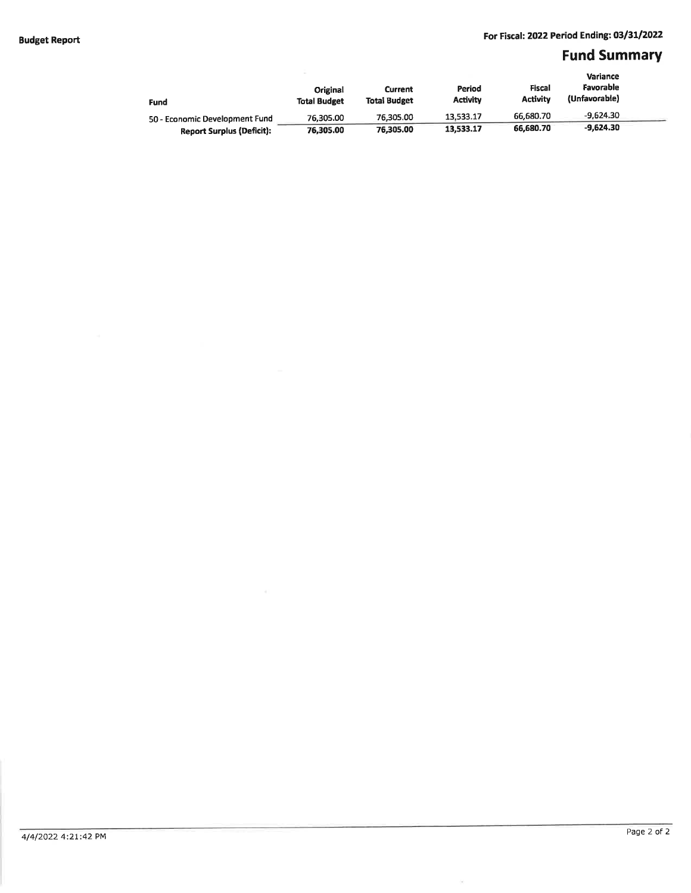**Budget Report**

For Fiscal: 2022 Period Ending: 03/31/2022

## Fund Summary

| Fund | Original Total Budget | Current Total Budget | Period Activity | Fiscal Activity | Variance Favorable (Unfavorable) |
|---|---|---|---|---|---|
| 50 - Economic Development Fund | 76,305.00 | 76,305.00 | 13,533.17 | 66,680.70 | -9,624.30 |
| **Report Surplus (Deficit):** | **76,305.00** | **76,305.00** | **13,533.17** | **66,680.70** | **-9,624.30** |

4/4/2022 4:21:42 PM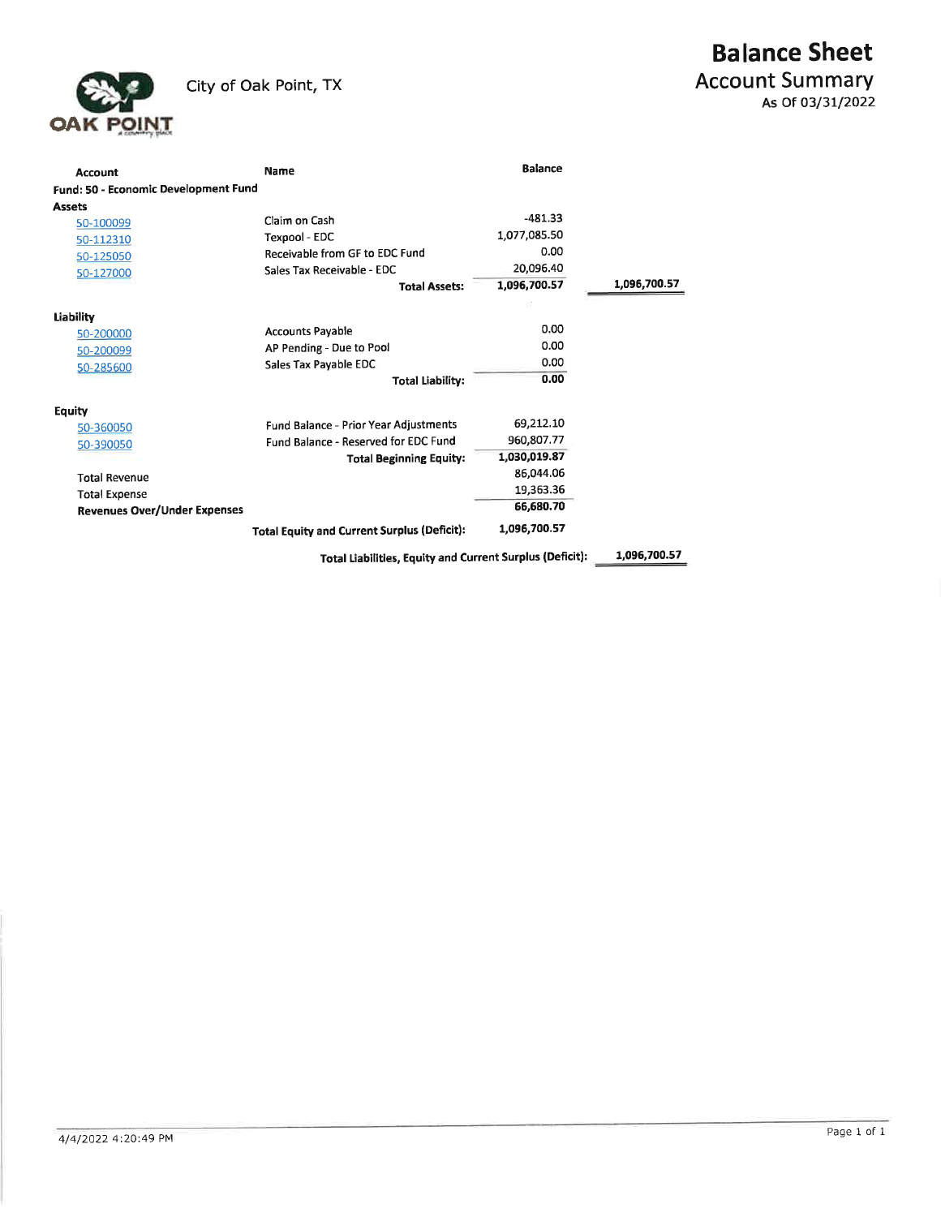City of Oak Point, TX

# Balance Sheet

## Account Summary

As Of 03/31/2022

| Account | Name | Balance | |
|---|---|---|---|
| **Fund: 50 - Economic Development Fund** | | | |
| **Assets** | | | |
| 50-100099 | Claim on Cash | -481.33 | |
| 50-112310 | Texpool - EDC | 1,077,085.50 | |
| 50-125050 | Receivable from GF to EDC Fund | 0.00 | |
| 50-127000 | Sales Tax Receivable - EDC | 20,096.40 | |
| | **Total Assets:** | **1,096,700.57** | **1,096,700.57** |
| **Liability** | | | |
| 50-200000 | Accounts Payable | 0.00 | |
| 50-200099 | AP Pending - Due to Pool | 0.00 | |
| 50-285600 | Sales Tax Payable EDC | 0.00 | |
| | **Total Liability:** | **0.00** | |
| **Equity** | | | |
| 50-360050 | Fund Balance - Prior Year Adjustments | 69,212.10 | |
| 50-390050 | Fund Balance - Reserved for EDC Fund | 960,807.77 | |
| | **Total Beginning Equity:** | **1,030,019.87** | |
| Total Revenue | | 86,044.06 | |
| Total Expense | | 19,363.36 | |
| **Revenues Over/Under Expenses** | | **66,680.70** | |
| | **Total Equity and Current Surplus (Deficit):** | **1,096,700.57** | |
| | **Total Liabilities, Equity and Current Surplus (Deficit):** | | **1,096,700.57** |

4/4/2022 4:20:49 PM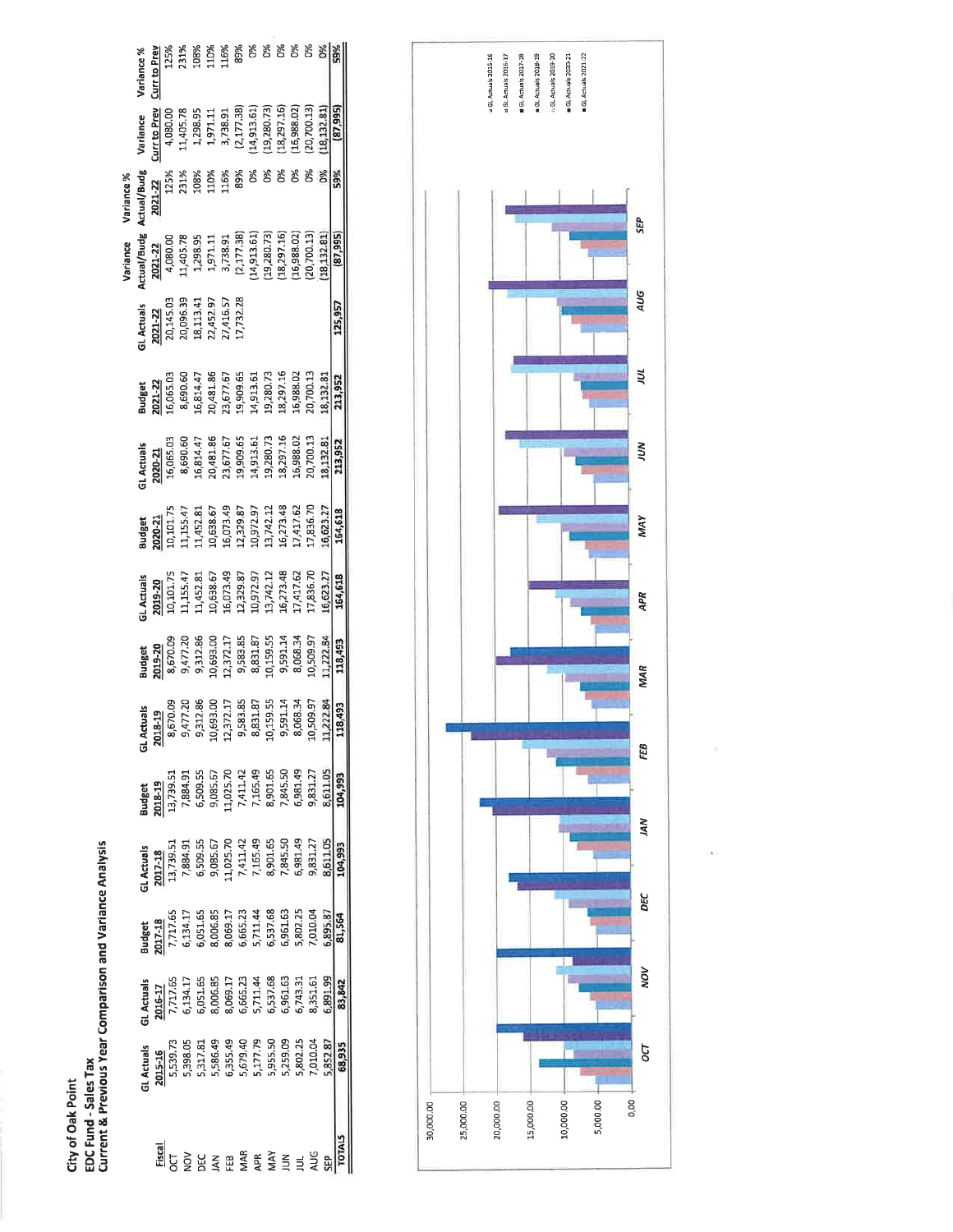City of Oak Point

EDC Fund - Sales Tax

Current & Previous Year Comparison and Variance Analysis

| Fiscal | GL Actuals 2015-16 | GL Actuals 2016-17 | Budget 2017-18 | GL Actuals 2017-18 | Budget 2018-19 | GL Actuals 2018-19 | Budget 2019-20 | GL Actuals 2019-20 | Budget 2020-21 | GL Actuals 2020-21 | Budget 2021-22 | GL Actuals 2021-22 | Variance Actual/Budg 2021-22 | Variance % Actual/Budg 2021-22 | Variance Curr to Prev | Variance % Curr to Prev |
|---|---|---|---|---|---|---|---|---|---|---|---|---|---|---|---|---|
| OCT | 5,539.73 | 7,717.65 | 7,717.65 | 13,739.51 | 13,739.51 | 8,670.09 | 8,670.09 | 10,101.75 | 10,101.75 | 16,065.03 | 16,065.03 | 20,145.03 | 4,080.00 | 125% | 4,080.00 | 125% |
| NOV | 5,398.05 | 6,134.17 | 6,134.17 | 7,884.91 | 7,884.91 | 9,477.20 | 9,477.20 | 11,155.47 | 11,155.47 | 8,690.60 | 8,690.60 | 20,096.39 | 11,405.78 | 231% | 11,405.78 | 231% |
| DEC | 5,317.81 | 6,051.65 | 6,051.65 | 6,509.55 | 6,509.55 | 9,312.86 | 9,312.86 | 11,452.81 | 11,452.81 | 16,814.47 | 16,814.47 | 18,113.41 | 1,298.95 | 108% | 1,298.95 | 108% |
| JAN | 5,586.49 | 8,006.85 | 8,006.85 | 9,085.67 | 9,085.67 | 10,693.00 | 10,693.00 | 10,638.67 | 10,638.67 | 20,481.86 | 20,481.86 | 22,452.97 | 1,971.11 | 110% | 1,971.11 | 110% |
| FEB | 6,355.49 | 8,069.17 | 8,069.17 | 11,025.70 | 11,025.70 | 12,372.17 | 12,372.17 | 16,073.49 | 16,073.49 | 23,677.67 | 23,677.67 | 27,416.57 | 3,738.91 | 116% | 3,738.91 | 116% |
| MAR | 5,679.40 | 6,665.23 | 6,665.23 | 7,411.42 | 7,411.42 | 9,583.85 | 9,583.85 | 12,329.87 | 12,329.87 | 19,909.65 | 19,909.65 | 17,732.28 | (2,177.38) | 89% | (2,177.38) | 89% |
| APR | 5,177.79 | 5,711.44 | 5,711.44 | 7,165.49 | 7,165.49 | 8,831.87 | 8,831.87 | 10,972.97 | 10,972.97 | 14,913.61 | 14,913.61 | | (14,913.61) | 0% | (14,913.61) | 0% |
| MAY | 5,955.50 | 6,537.68 | 6,537.68 | 8,901.65 | 8,901.65 | 10,159.55 | 10,159.55 | 13,742.12 | 13,742.12 | 19,280.73 | 19,280.73 | | (19,280.73) | 0% | (19,280.73) | 0% |
| JUN | 5,259.09 | 6,961.63 | 6,961.63 | 7,845.50 | 7,845.50 | 9,591.14 | 9,591.14 | 16,273.48 | 16,273.48 | 18,297.16 | 18,297.16 | | (18,297.16) | 0% | (18,297.16) | 0% |
| JUL | 5,802.25 | 6,743.31 | 5,802.25 | 6,981.49 | 6,981.49 | 8,068.34 | 8,068.34 | 17,417.62 | 17,417.62 | 16,988.02 | 16,988.02 | | (16,988.02) | 0% | (16,988.02) | 0% |
| AUG | 7,010.04 | 8,351.61 | 7,010.04 | 9,831.27 | 9,831.27 | 10,509.97 | 10,509.97 | 17,836.70 | 17,836.70 | 20,700.13 | 20,700.13 | | (20,700.13) | 0% | (20,700.13) | 0% |
| SEP | 5,852.87 | 6,891.99 | 6,895.87 | 8,611.05 | 8,611.05 | 11,222.84 | 11,222.84 | 16,623.27 | 16,623.27 | 18,132.81 | 18,132.81 | | (18,132.81) | 0% | (18,132.81) | 0% |
| TOTALS | 68,935 | 83,842 | 81,564 | 104,993 | 104,993 | 118,493 | 118,493 | 164,618 | 164,618 | 213,952 | 213,952 | 125,957 | (87,995) | 59% | (87,995) | 59% |

Legend: GL Actuals 2015-16, GL Actuals 2016-17, GL Actuals 2017-18, GL Actuals 2018-19, GL Actuals 2019-20, GL Actuals 2020-21, GL Actuals 2021-22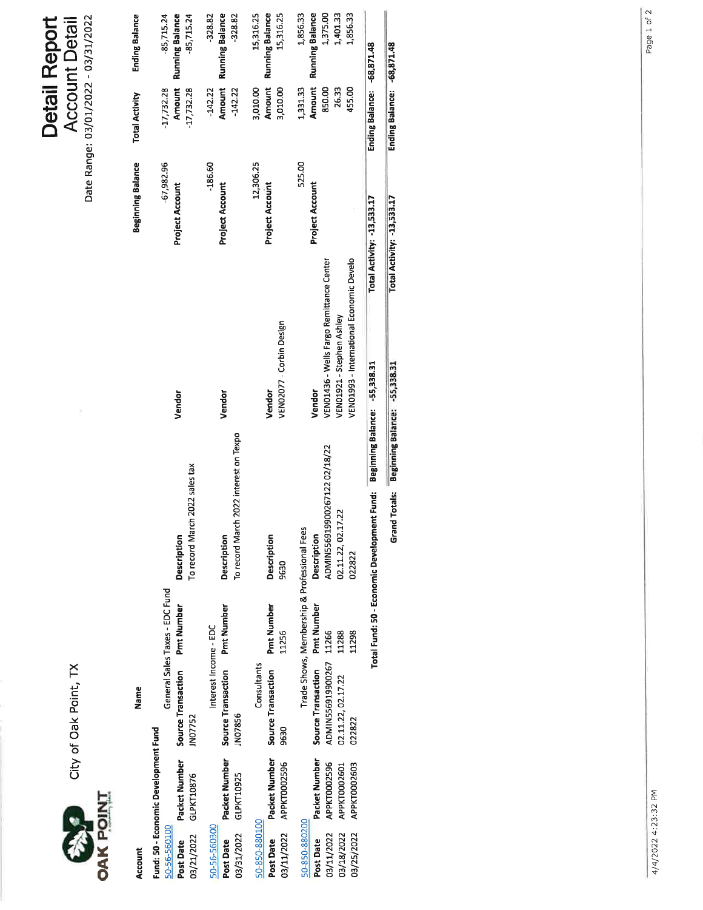# City of Oak Point, TX

# Detail Report

## Account Detail

Date Range: 03/01/2022 - 03/31/2022

| Account | Name | | | | | Beginning Balance | Total Activity | Ending Balance |
|---|---|---|---|---|---|---|---|---|
| **Fund: 50 - Economic Development Fund** | | | | | | | | |
| 50-56-560100 | General Sales Taxes - EDC Fund | | | | | -67,982.96 | -17,732.28 | -85,715.24 |
| **Post Date** | **Packet Number** | **Source Transaction** | **Pmt Number** | **Description** | **Vendor** | **Project Account** | **Amount** | **Running Balance** |
| 03/21/2022 | GLPKT10876 | JN07752 | | To record March 2022 sales tax | | | -17,732.28 | -85,715.24 |
| 50-56-560300 | Interest Income - EDC | | | | | -186.60 | -142.22 | -328.82 |
| **Post Date** | **Packet Number** | **Source Transaction** | **Pmt Number** | **Description** | **Vendor** | **Project Account** | **Amount** | **Running Balance** |
| 03/31/2022 | GLPKT10925 | JN07856 | | To record March 2022 interest on Texpo | | | -142.22 | -328.82 |
| 50-850-880100 | Consultants | | | | | 12,306.25 | 3,010.00 | 15,316.25 |
| **Post Date** | **Packet Number** | **Source Transaction** | **Pmt Number** | **Description** | **Vendor** | **Project Account** | **Amount** | **Running Balance** |
| 03/11/2022 | APPKT0002596 | 9630 | 11256 | 9630 | VEN02077 - Corbin Design | | 3,010.00 | 15,316.25 |
| 50-850-880200 | Trade Shows, Membership & Professional Fees | | | | | 525.00 | 1,331.33 | 1,856.33 |
| **Post Date** | **Packet Number** | **Source Transaction** | **Pmt Number** | **Description** | **Vendor** | **Project Account** | **Amount** | **Running Balance** |
| 03/11/2022 | APPKT0002596 | ADMIN5569199000267 | 11266 | ADMIN556919900267122 02/18/22 | VEN01436 - Wells Fargo Remittance Center | | 850.00 | 1,375.00 |
| 03/18/2022 | APPKT0002601 | 02.11.22, 02.17.22 | 11288 | 02.11.22, 02.17.22 | VEN01921 - Stephen Ashley | | 26.33 | 1,401.33 |
| 03/25/2022 | APPKT0002603 | 022822 | 11298 | 022822 | VEN01993 - International Economic Develo | | 455.00 | 1,856.33 |

**Total Fund: 50 - Economic Development Fund:** Beginning Balance: -55,338.31 Total Activity: -13,533.17 Ending Balance: -68,871.48

**Grand Totals:** Beginning Balance: -55,338.31 Total Activity: -13,533.17 Ending Balance: -68,871.48

4/4/2022 4:23:32 PM